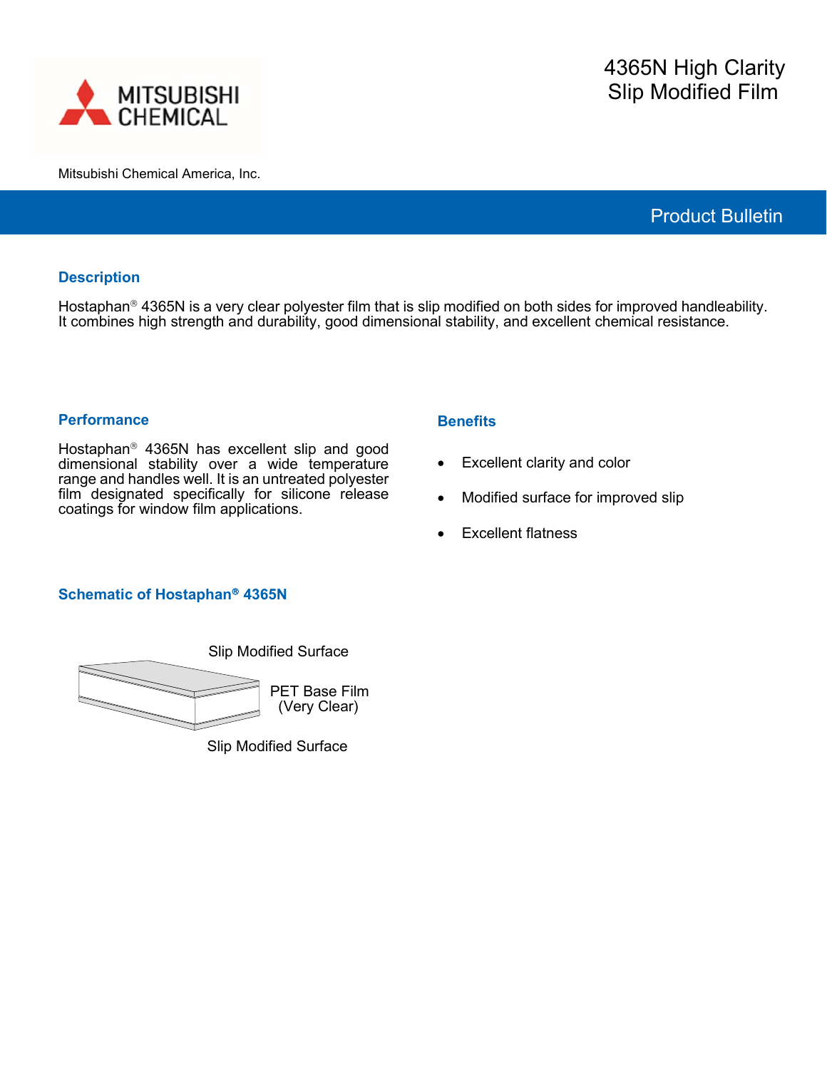MITSUBISHI CHEMICAL

Mitsubishi Chemical America, Inc.

# 4365N High Clarity Slip Modified Film

Product Bulletin

## Description

Hostaphan® 4365N is a very clear polyester film that is slip modified on both sides for improved handleability. It combines high strength and durability, good dimensional stability, and excellent chemical resistance.

## Performance

Hostaphan® 4365N has excellent slip and good dimensional stability over a wide temperature range and handles well. It is an untreated polyester film designated specifically for silicone release coatings for window film applications.

## Benefits

- Excellent clarity and color
- Modified surface for improved slip
- Excellent flatness

## Schematic of Hostaphan® 4365N

Slip Modified Surface

PET Base Film (Very Clear)

Slip Modified Surface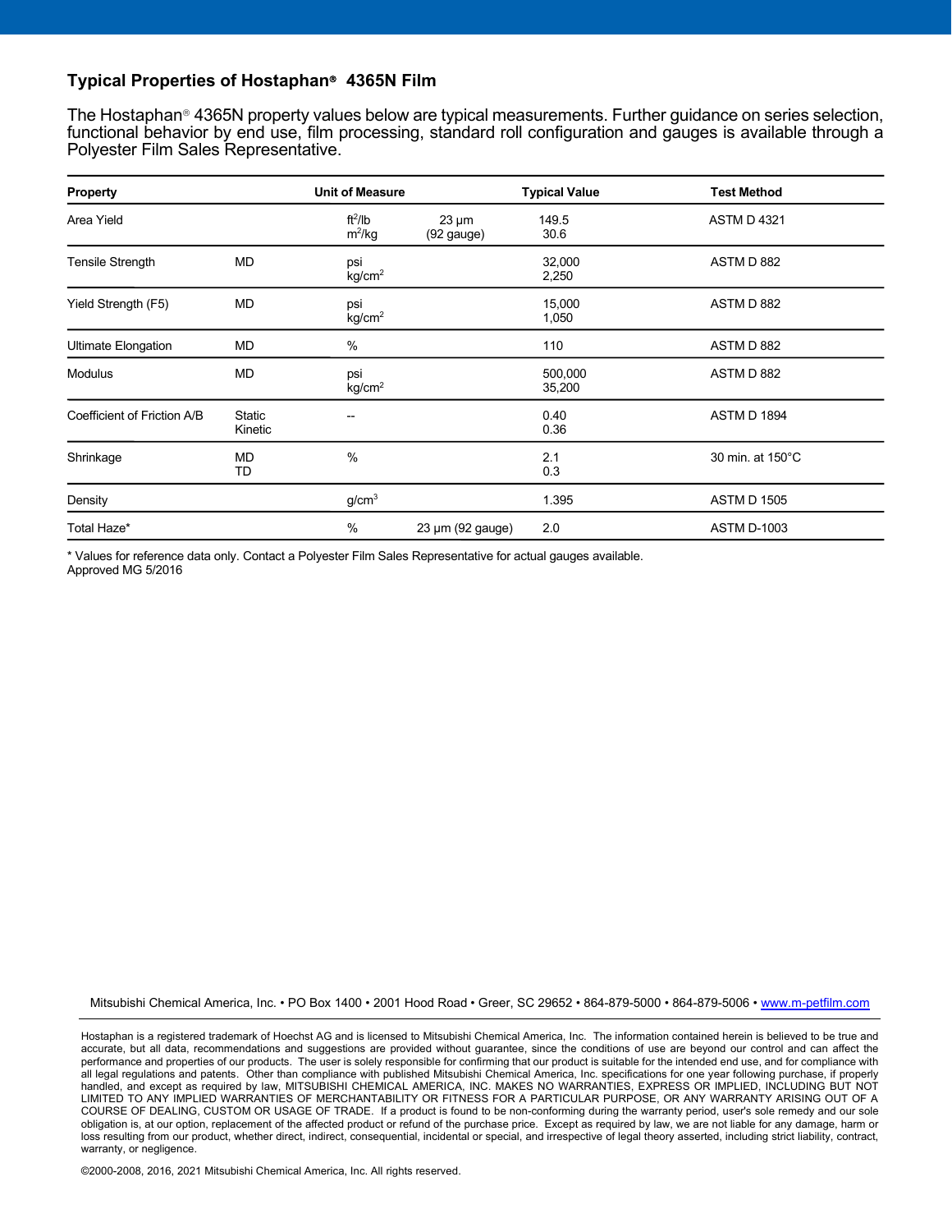## Typical Properties of Hostaphan® 4365N Film

The Hostaphan® 4365N property values below are typical measurements. Further guidance on series selection, functional behavior by end use, film processing, standard roll configuration and gauges is available through a Polyester Film Sales Representative.

| Property | | Unit of Measure | | Typical Value | Test Method |
|---|---|---|---|---|---|
| Area Yield | | ft²/lb<br>m²/kg | 23 µm<br>(92 gauge) | 149.5<br>30.6 | ASTM D 4321 |
| Tensile Strength | MD | psi<br>kg/cm² | | 32,000<br>2,250 | ASTM D 882 |
| Yield Strength (F5) | MD | psi<br>kg/cm² | | 15,000<br>1,050 | ASTM D 882 |
| Ultimate Elongation | MD | % | | 110 | ASTM D 882 |
| Modulus | MD | psi<br>kg/cm² | | 500,000<br>35,200 | ASTM D 882 |
| Coefficient of Friction A/B | Static<br>Kinetic | -- | | 0.40<br>0.36 | ASTM D 1894 |
| Shrinkage | MD<br>TD | % | | 2.1<br>0.3 | 30 min. at 150°C |
| Density | | g/cm³ | | 1.395 | ASTM D 1505 |
| Total Haze* | | % | 23 µm (92 gauge) | 2.0 | ASTM D-1003 |

* Values for reference data only. Contact a Polyester Film Sales Representative for actual gauges available.
Approved MG 5/2016

Mitsubishi Chemical America, Inc. • PO Box 1400 • 2001 Hood Road • Greer, SC 29652 • 864-879-5000 • 864-879-5006 • www.m-petfilm.com

Hostaphan is a registered trademark of Hoechst AG and is licensed to Mitsubishi Chemical America, Inc. The information contained herein is believed to be true and accurate, but all data, recommendations and suggestions are provided without guarantee, since the conditions of use are beyond our control and can affect the performance and properties of our products. The user is solely responsible for confirming that our product is suitable for the intended end use, and for compliance with all legal regulations and patents. Other than compliance with published Mitsubishi Chemical America, Inc. specifications for one year following purchase, if properly handled, and except as required by law, MITSUBISHI CHEMICAL AMERICA, INC. MAKES NO WARRANTIES, EXPRESS OR IMPLIED, INCLUDING BUT NOT LIMITED TO ANY IMPLIED WARRANTIES OF MERCHANTABILITY OR FITNESS FOR A PARTICULAR PURPOSE, OR ANY WARRANTY ARISING OUT OF A COURSE OF DEALING, CUSTOM OR USAGE OF TRADE. If a product is found to be non-conforming during the warranty period, user's sole remedy and our sole obligation is, at our option, replacement of the affected product or refund of the purchase price. Except as required by law, we are not liable for any damage, harm or loss resulting from our product, whether direct, indirect, consequential, incidental or special, and irrespective of legal theory asserted, including strict liability, contract, warranty, or negligence.

©2000-2008, 2016, 2021 Mitsubishi Chemical America, Inc. All rights reserved.